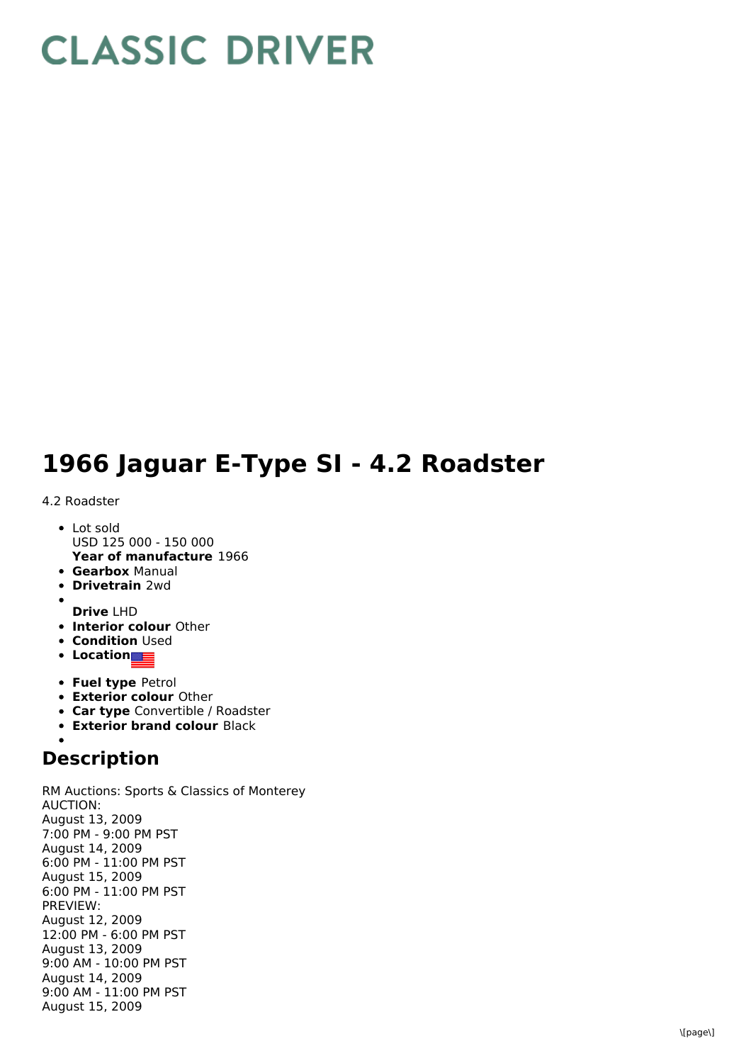# CLASSIC DRIVER

# 1966 Jaguar E-Type SI - 4.2 Roadster

4.2 Roadster

- Lot sold
  USD 125 000 - 150 000
  **Year of manufacture** 1966
- **Gearbox** Manual
- **Drivetrain** 2wd
- 
  **Drive** LHD
- **Interior colour** Other
- **Condition** Used
- **Location**
- **Fuel type** Petrol
- **Exterior colour** Other
- **Car type** Convertible / Roadster
- **Exterior brand colour** Black
- 

## Description

RM Auctions: Sports & Classics of Monterey
AUCTION:
August 13, 2009
7:00 PM - 9:00 PM PST
August 14, 2009
6:00 PM - 11:00 PM PST
August 15, 2009
6:00 PM - 11:00 PM PST
PREVIEW:
August 12, 2009
12:00 PM - 6:00 PM PST
August 13, 2009
9:00 AM - 10:00 PM PST
August 14, 2009
9:00 AM - 11:00 PM PST
August 15, 2009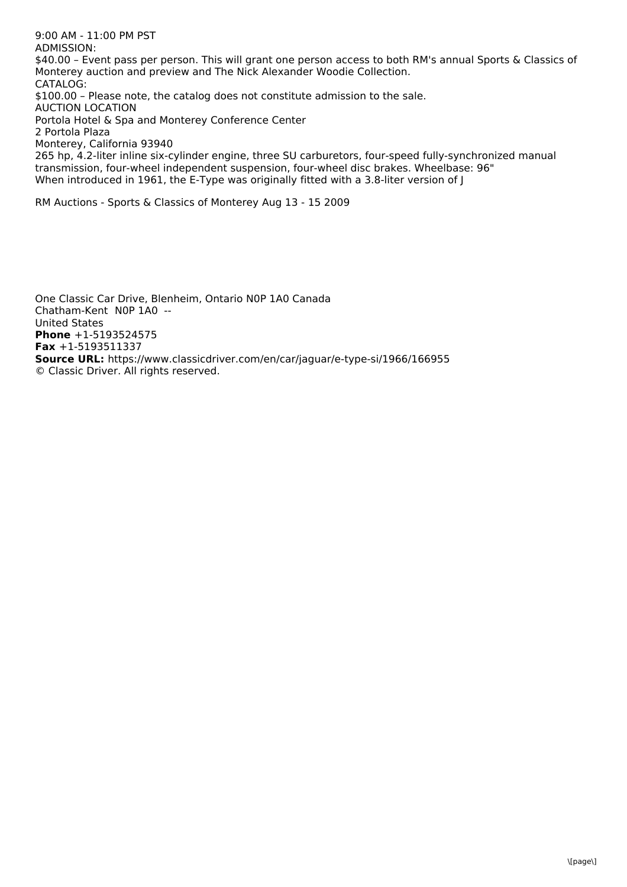9:00 AM - 11:00 PM PST
ADMISSION:
$40.00 – Event pass per person. This will grant one person access to both RM's annual Sports & Classics of Monterey auction and preview and The Nick Alexander Woodie Collection.
CATALOG:
$100.00 – Please note, the catalog does not constitute admission to the sale.
AUCTION LOCATION
Portola Hotel & Spa and Monterey Conference Center
2 Portola Plaza
Monterey, California 93940
265 hp, 4.2-liter inline six-cylinder engine, three SU carburetors, four-speed fully-synchronized manual transmission, four-wheel independent suspension, four-wheel disc brakes. Wheelbase: 96"
When introduced in 1961, the E-Type was originally fitted with a 3.8-liter version of J

RM Auctions - Sports & Classics of Monterey Aug 13 - 15 2009

One Classic Car Drive, Blenheim, Ontario N0P 1A0 Canada
Chatham-Kent N0P 1A0 --
United States
**Phone** +1-5193524575
**Fax** +1-5193511337
**Source URL:** https://www.classicdriver.com/en/car/jaguar/e-type-si/1966/166955
© Classic Driver. All rights reserved.